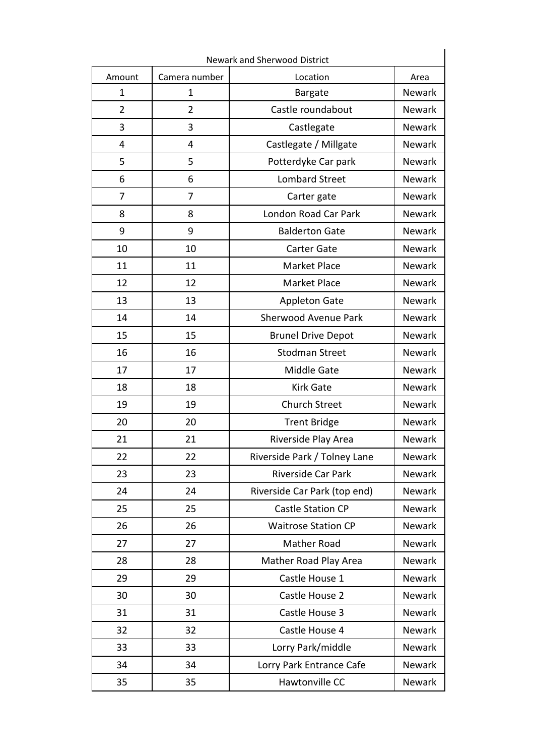| Newark and Sherwood District | | | |
|---|---|---|---|
| Amount | Camera number | Location | Area |
| 1 | 1 | Bargate | Newark |
| 2 | 2 | Castle roundabout | Newark |
| 3 | 3 | Castlegate | Newark |
| 4 | 4 | Castlegate / Millgate | Newark |
| 5 | 5 | Potterdyke Car park | Newark |
| 6 | 6 | Lombard Street | Newark |
| 7 | 7 | Carter gate | Newark |
| 8 | 8 | London Road Car Park | Newark |
| 9 | 9 | Balderton Gate | Newark |
| 10 | 10 | Carter Gate | Newark |
| 11 | 11 | Market Place | Newark |
| 12 | 12 | Market Place | Newark |
| 13 | 13 | Appleton Gate | Newark |
| 14 | 14 | Sherwood Avenue Park | Newark |
| 15 | 15 | Brunel Drive Depot | Newark |
| 16 | 16 | Stodman Street | Newark |
| 17 | 17 | Middle Gate | Newark |
| 18 | 18 | Kirk Gate | Newark |
| 19 | 19 | Church Street | Newark |
| 20 | 20 | Trent Bridge | Newark |
| 21 | 21 | Riverside Play Area | Newark |
| 22 | 22 | Riverside Park / Tolney Lane | Newark |
| 23 | 23 | Riverside Car Park | Newark |
| 24 | 24 | Riverside Car Park (top end) | Newark |
| 25 | 25 | Castle Station CP | Newark |
| 26 | 26 | Waitrose Station CP | Newark |
| 27 | 27 | Mather Road | Newark |
| 28 | 28 | Mather Road Play Area | Newark |
| 29 | 29 | Castle House 1 | Newark |
| 30 | 30 | Castle House 2 | Newark |
| 31 | 31 | Castle House 3 | Newark |
| 32 | 32 | Castle House 4 | Newark |
| 33 | 33 | Lorry Park/middle | Newark |
| 34 | 34 | Lorry Park Entrance Cafe | Newark |
| 35 | 35 | Hawtonville CC | Newark |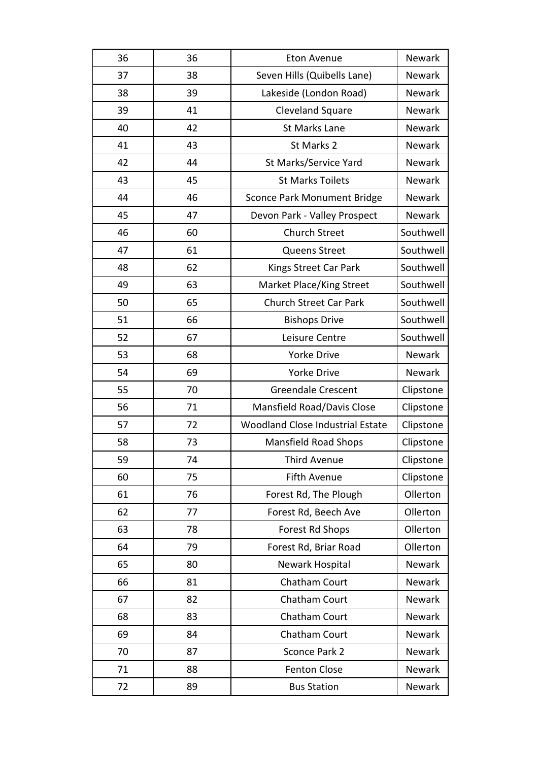| 36 | 36 | Eton Avenue | Newark |
|---|---|---|---|
| 37 | 38 | Seven Hills (Quibells Lane) | Newark |
| 38 | 39 | Lakeside (London Road) | Newark |
| 39 | 41 | Cleveland Square | Newark |
| 40 | 42 | St Marks Lane | Newark |
| 41 | 43 | St Marks 2 | Newark |
| 42 | 44 | St Marks/Service Yard | Newark |
| 43 | 45 | St Marks Toilets | Newark |
| 44 | 46 | Sconce Park Monument Bridge | Newark |
| 45 | 47 | Devon Park - Valley Prospect | Newark |
| 46 | 60 | Church Street | Southwell |
| 47 | 61 | Queens Street | Southwell |
| 48 | 62 | Kings Street Car Park | Southwell |
| 49 | 63 | Market Place/King Street | Southwell |
| 50 | 65 | Church Street Car Park | Southwell |
| 51 | 66 | Bishops Drive | Southwell |
| 52 | 67 | Leisure Centre | Southwell |
| 53 | 68 | Yorke Drive | Newark |
| 54 | 69 | Yorke Drive | Newark |
| 55 | 70 | Greendale Crescent | Clipstone |
| 56 | 71 | Mansfield Road/Davis Close | Clipstone |
| 57 | 72 | Woodland Close Industrial Estate | Clipstone |
| 58 | 73 | Mansfield Road Shops | Clipstone |
| 59 | 74 | Third Avenue | Clipstone |
| 60 | 75 | Fifth Avenue | Clipstone |
| 61 | 76 | Forest Rd, The Plough | Ollerton |
| 62 | 77 | Forest Rd, Beech Ave | Ollerton |
| 63 | 78 | Forest Rd Shops | Ollerton |
| 64 | 79 | Forest Rd, Briar Road | Ollerton |
| 65 | 80 | Newark Hospital | Newark |
| 66 | 81 | Chatham Court | Newark |
| 67 | 82 | Chatham Court | Newark |
| 68 | 83 | Chatham Court | Newark |
| 69 | 84 | Chatham Court | Newark |
| 70 | 87 | Sconce Park 2 | Newark |
| 71 | 88 | Fenton Close | Newark |
| 72 | 89 | Bus Station | Newark |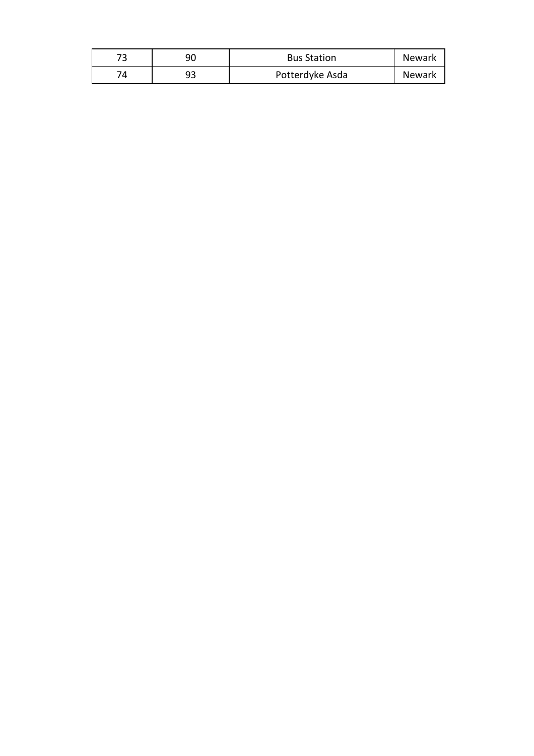| | | | |
|---|---|---|---|
| 73 | 90 | Bus Station | Newark |
| 74 | 93 | Potterdyke Asda | Newark |